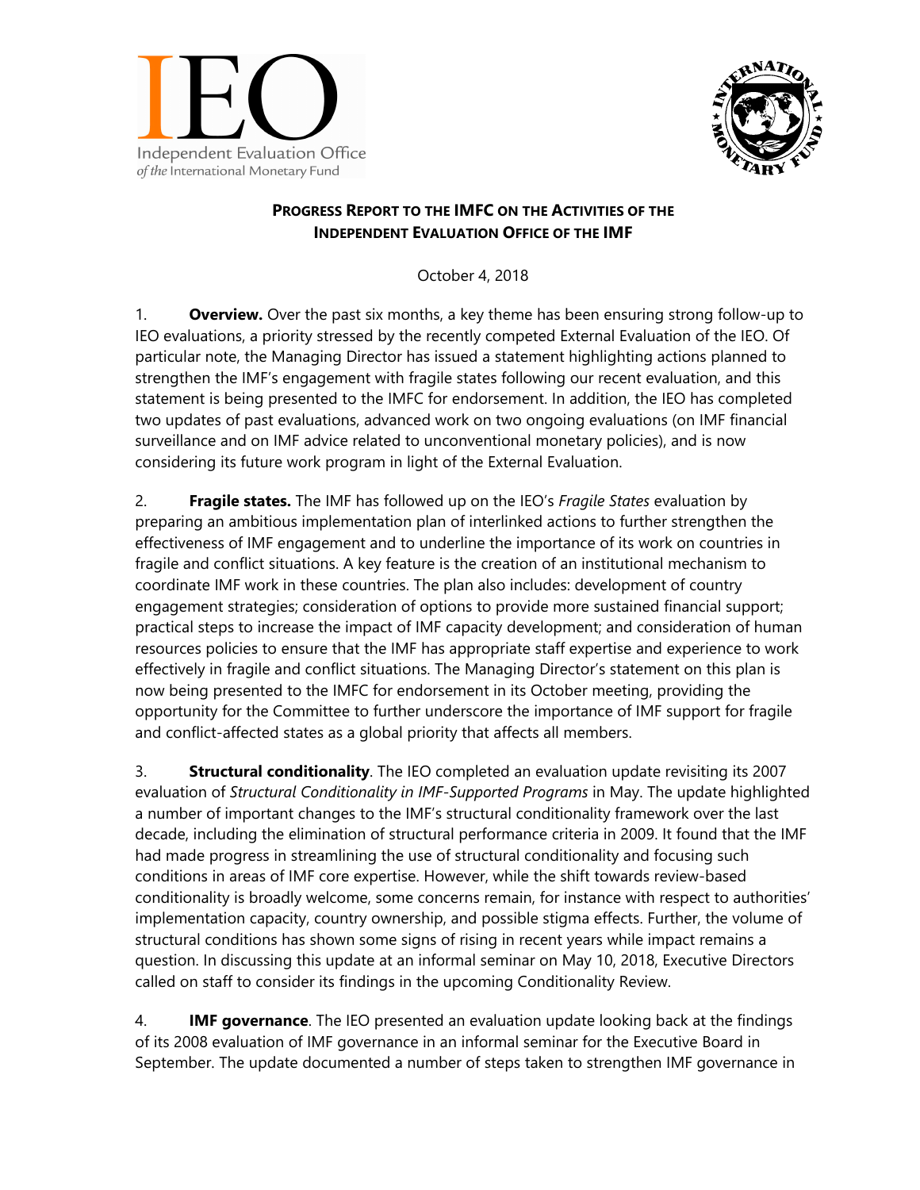**PROGRESS REPORT TO THE IMFC ON THE ACTIVITIES OF THE INDEPENDENT EVALUATION OFFICE OF THE IMF**

October 4, 2018

1. **Overview.** Over the past six months, a key theme has been ensuring strong follow-up to IEO evaluations, a priority stressed by the recently competed External Evaluation of the IEO. Of particular note, the Managing Director has issued a statement highlighting actions planned to strengthen the IMF's engagement with fragile states following our recent evaluation, and this statement is being presented to the IMFC for endorsement. In addition, the IEO has completed two updates of past evaluations, advanced work on two ongoing evaluations (on IMF financial surveillance and on IMF advice related to unconventional monetary policies), and is now considering its future work program in light of the External Evaluation.

2. **Fragile states.** The IMF has followed up on the IEO's *Fragile States* evaluation by preparing an ambitious implementation plan of interlinked actions to further strengthen the effectiveness of IMF engagement and to underline the importance of its work on countries in fragile and conflict situations. A key feature is the creation of an institutional mechanism to coordinate IMF work in these countries. The plan also includes: development of country engagement strategies; consideration of options to provide more sustained financial support; practical steps to increase the impact of IMF capacity development; and consideration of human resources policies to ensure that the IMF has appropriate staff expertise and experience to work effectively in fragile and conflict situations. The Managing Director's statement on this plan is now being presented to the IMFC for endorsement in its October meeting, providing the opportunity for the Committee to further underscore the importance of IMF support for fragile and conflict-affected states as a global priority that affects all members.

3. **Structural conditionality**. The IEO completed an evaluation update revisiting its 2007 evaluation of *Structural Conditionality in IMF-Supported Programs* in May. The update highlighted a number of important changes to the IMF's structural conditionality framework over the last decade, including the elimination of structural performance criteria in 2009. It found that the IMF had made progress in streamlining the use of structural conditionality and focusing such conditions in areas of IMF core expertise. However, while the shift towards review-based conditionality is broadly welcome, some concerns remain, for instance with respect to authorities' implementation capacity, country ownership, and possible stigma effects. Further, the volume of structural conditions has shown some signs of rising in recent years while impact remains a question. In discussing this update at an informal seminar on May 10, 2018, Executive Directors called on staff to consider its findings in the upcoming Conditionality Review.

4. **IMF governance**. The IEO presented an evaluation update looking back at the findings of its 2008 evaluation of IMF governance in an informal seminar for the Executive Board in September. The update documented a number of steps taken to strengthen IMF governance in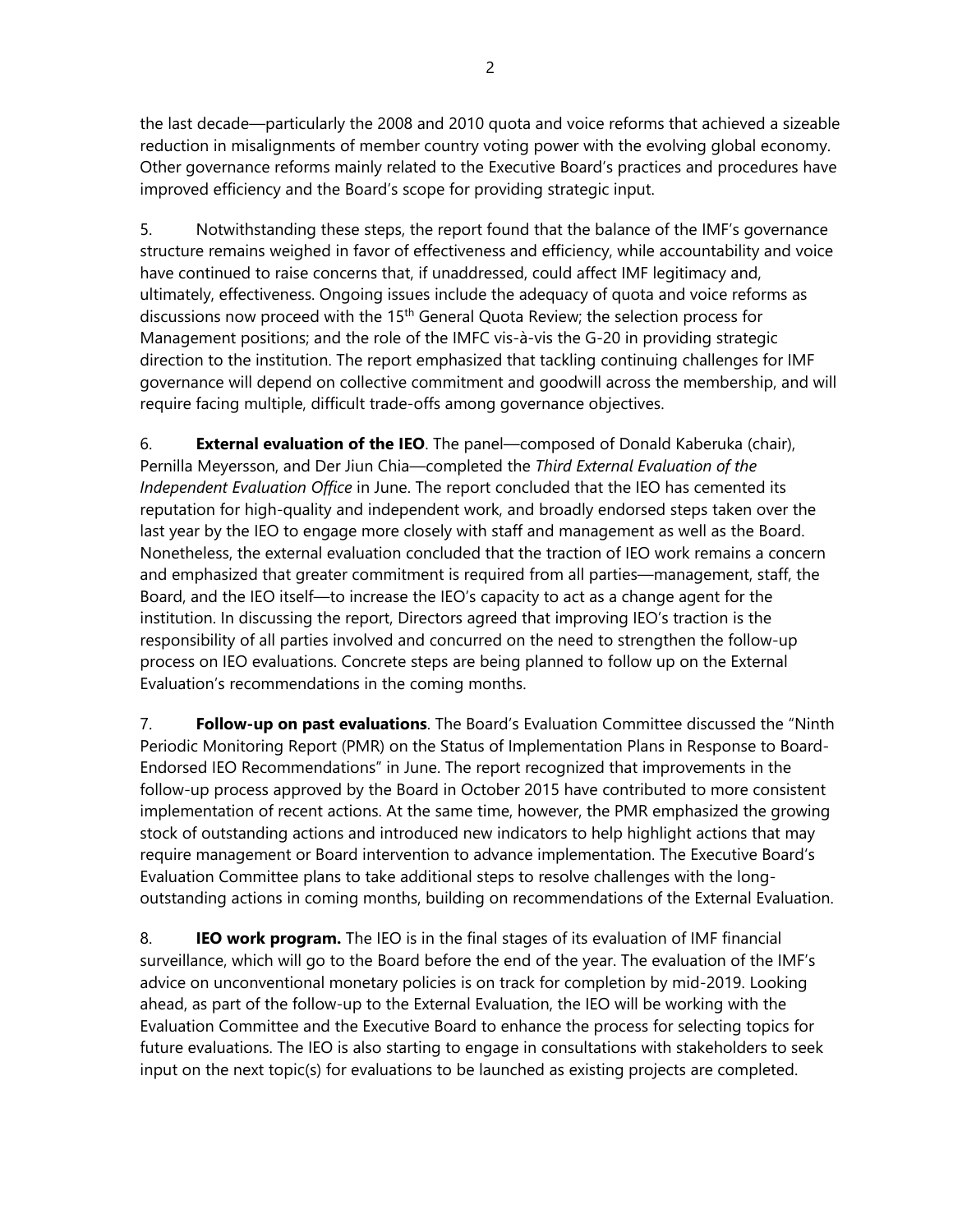the last decade—particularly the 2008 and 2010 quota and voice reforms that achieved a sizeable reduction in misalignments of member country voting power with the evolving global economy. Other governance reforms mainly related to the Executive Board's practices and procedures have improved efficiency and the Board's scope for providing strategic input.

5. Notwithstanding these steps, the report found that the balance of the IMF's governance structure remains weighed in favor of effectiveness and efficiency, while accountability and voice have continued to raise concerns that, if unaddressed, could affect IMF legitimacy and, ultimately, effectiveness. Ongoing issues include the adequacy of quota and voice reforms as discussions now proceed with the 15th General Quota Review; the selection process for Management positions; and the role of the IMFC vis-à-vis the G-20 in providing strategic direction to the institution. The report emphasized that tackling continuing challenges for IMF governance will depend on collective commitment and goodwill across the membership, and will require facing multiple, difficult trade-offs among governance objectives.

6. **External evaluation of the IEO**. The panel—composed of Donald Kaberuka (chair), Pernilla Meyersson, and Der Jiun Chia—completed the *Third External Evaluation of the Independent Evaluation Office* in June. The report concluded that the IEO has cemented its reputation for high-quality and independent work, and broadly endorsed steps taken over the last year by the IEO to engage more closely with staff and management as well as the Board. Nonetheless, the external evaluation concluded that the traction of IEO work remains a concern and emphasized that greater commitment is required from all parties—management, staff, the Board, and the IEO itself—to increase the IEO's capacity to act as a change agent for the institution. In discussing the report, Directors agreed that improving IEO's traction is the responsibility of all parties involved and concurred on the need to strengthen the follow-up process on IEO evaluations. Concrete steps are being planned to follow up on the External Evaluation's recommendations in the coming months.

7. **Follow-up on past evaluations**. The Board's Evaluation Committee discussed the "Ninth Periodic Monitoring Report (PMR) on the Status of Implementation Plans in Response to Board-Endorsed IEO Recommendations" in June. The report recognized that improvements in the follow-up process approved by the Board in October 2015 have contributed to more consistent implementation of recent actions. At the same time, however, the PMR emphasized the growing stock of outstanding actions and introduced new indicators to help highlight actions that may require management or Board intervention to advance implementation. The Executive Board's Evaluation Committee plans to take additional steps to resolve challenges with the long-outstanding actions in coming months, building on recommendations of the External Evaluation.

8. **IEO work program.** The IEO is in the final stages of its evaluation of IMF financial surveillance, which will go to the Board before the end of the year. The evaluation of the IMF's advice on unconventional monetary policies is on track for completion by mid-2019. Looking ahead, as part of the follow-up to the External Evaluation, the IEO will be working with the Evaluation Committee and the Executive Board to enhance the process for selecting topics for future evaluations. The IEO is also starting to engage in consultations with stakeholders to seek input on the next topic(s) for evaluations to be launched as existing projects are completed.